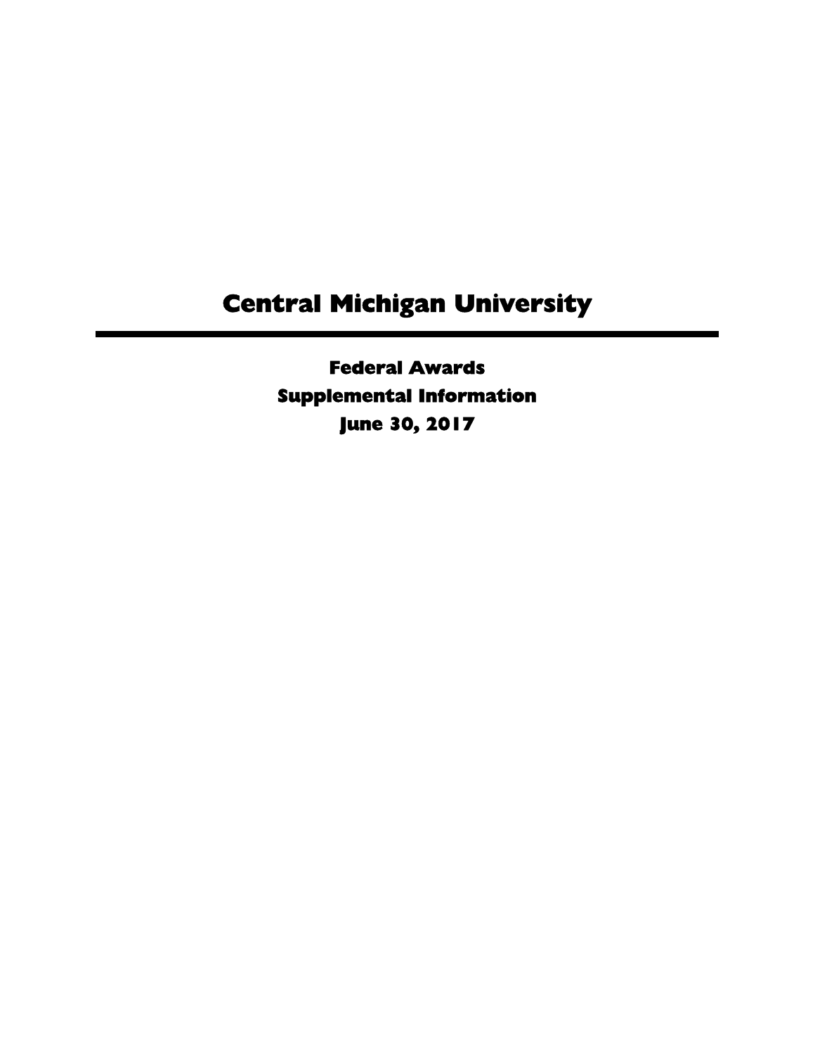# Central Michigan University

---

**Federal Awards**
**Supplemental Information**
**June 30, 2017**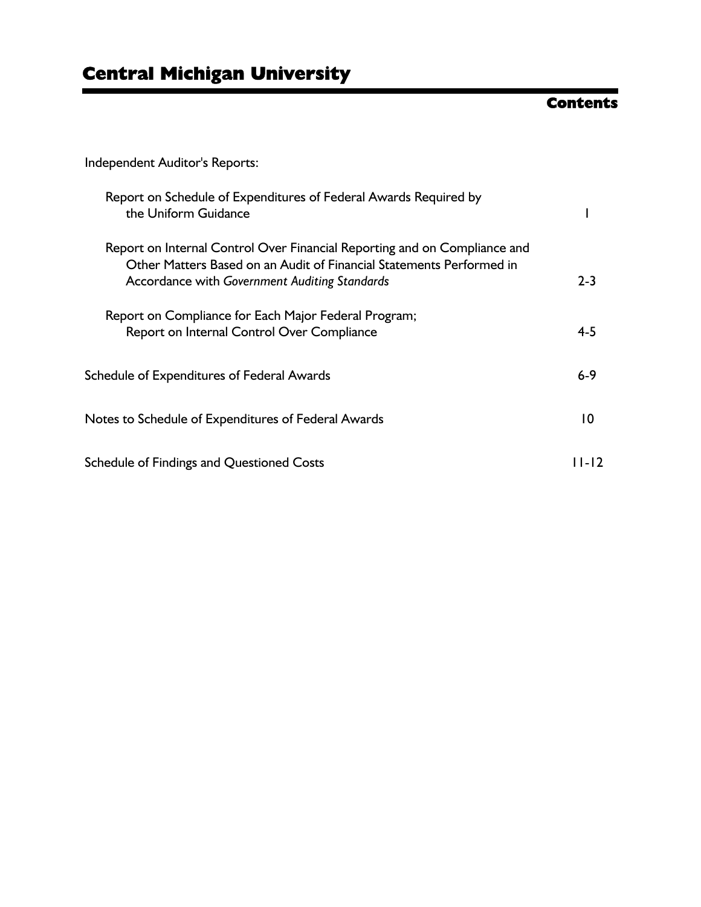# Central Michigan University

## Contents

| | |
|---|---|
| Independent Auditor's Reports: | |
| Report on Schedule of Expenditures of Federal Awards Required by the Uniform Guidance | 1 |
| Report on Internal Control Over Financial Reporting and on Compliance and Other Matters Based on an Audit of Financial Statements Performed in Accordance with *Government Auditing Standards* | 2-3 |
| Report on Compliance for Each Major Federal Program; Report on Internal Control Over Compliance | 4-5 |
| Schedule of Expenditures of Federal Awards | 6-9 |
| Notes to Schedule of Expenditures of Federal Awards | 10 |
| Schedule of Findings and Questioned Costs | 11-12 |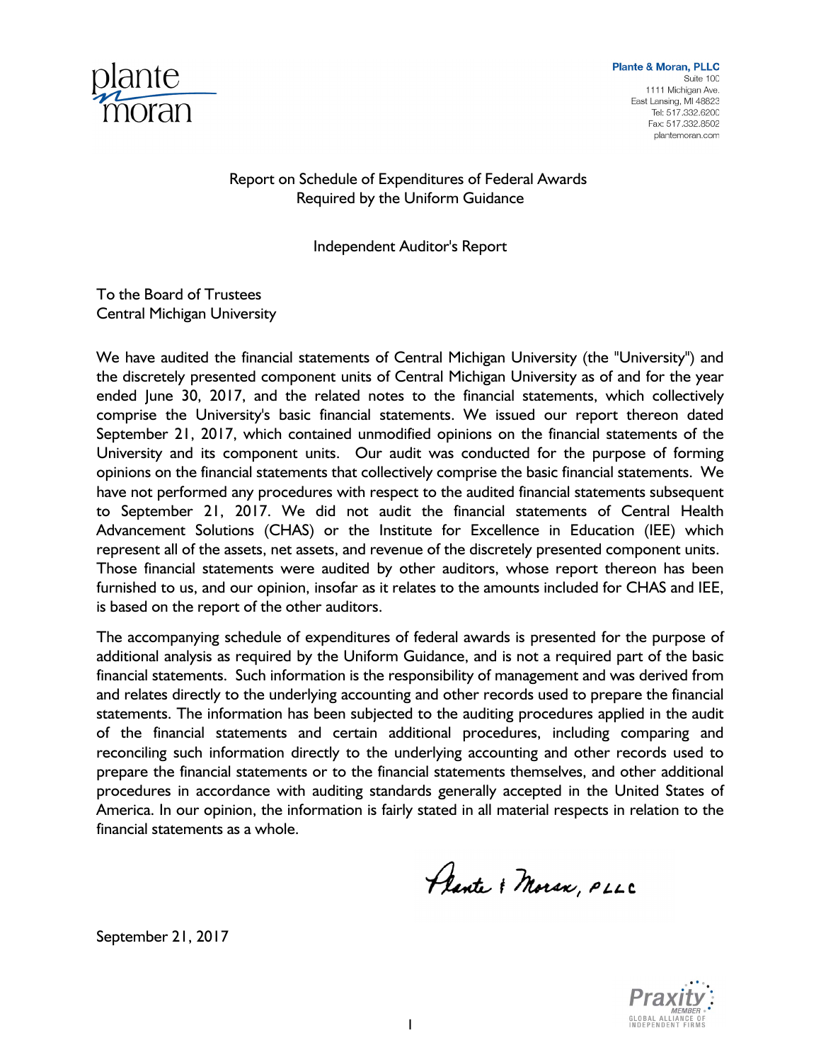Plante & Moran, PLLC
Suite 100
1111 Michigan Ave.
East Lansing, MI 48823
Tel: 517.332.6200
Fax: 517.332.8502
plantemoran.com

## Report on Schedule of Expenditures of Federal Awards Required by the Uniform Guidance

### Independent Auditor's Report

To the Board of Trustees
Central Michigan University

We have audited the financial statements of Central Michigan University (the "University") and the discretely presented component units of Central Michigan University as of and for the year ended June 30, 2017, and the related notes to the financial statements, which collectively comprise the University's basic financial statements. We issued our report thereon dated September 21, 2017, which contained unmodified opinions on the financial statements of the University and its component units. Our audit was conducted for the purpose of forming opinions on the financial statements that collectively comprise the basic financial statements. We have not performed any procedures with respect to the audited financial statements subsequent to September 21, 2017. We did not audit the financial statements of Central Health Advancement Solutions (CHAS) or the Institute for Excellence in Education (IEE) which represent all of the assets, net assets, and revenue of the discretely presented component units. Those financial statements were audited by other auditors, whose report thereon has been furnished to us, and our opinion, insofar as it relates to the amounts included for CHAS and IEE, is based on the report of the other auditors.

The accompanying schedule of expenditures of federal awards is presented for the purpose of additional analysis as required by the Uniform Guidance, and is not a required part of the basic financial statements. Such information is the responsibility of management and was derived from and relates directly to the underlying accounting and other records used to prepare the financial statements. The information has been subjected to the auditing procedures applied in the audit of the financial statements and certain additional procedures, including comparing and reconciling such information directly to the underlying accounting and other records used to prepare the financial statements or to the financial statements themselves, and other additional procedures in accordance with auditing standards generally accepted in the United States of America. In our opinion, the information is fairly stated in all material respects in relation to the financial statements as a whole.

Plante & Moran, PLLC

September 21, 2017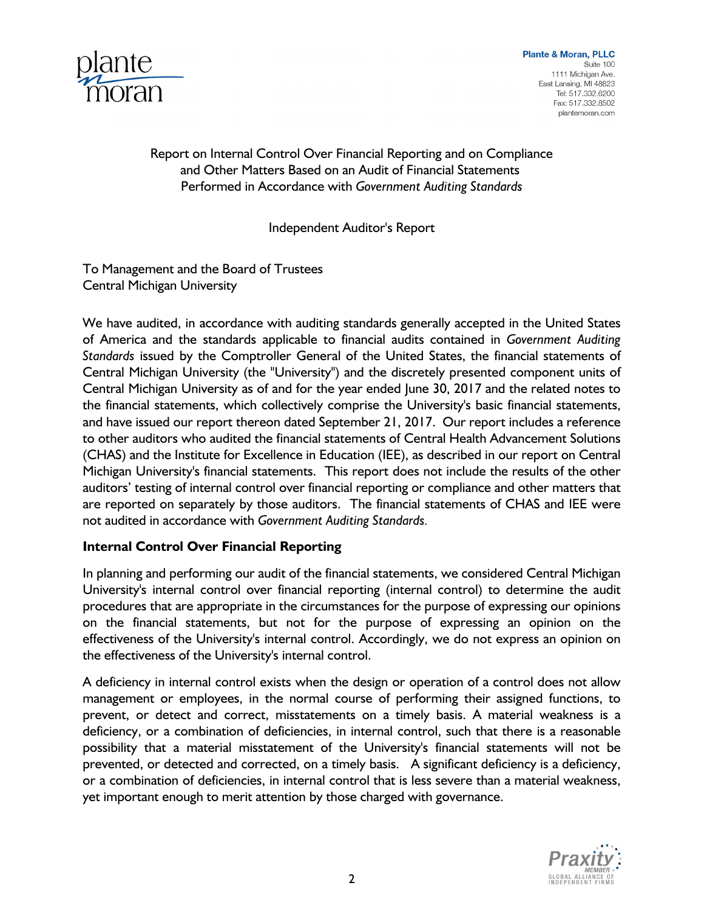Plante & Moran, PLLC
Suite 100
1111 Michigan Ave.
East Lansing, MI 48823
Tel: 517.332.6200
Fax: 517.332.8502
plantemoran.com

# Report on Internal Control Over Financial Reporting and on Compliance and Other Matters Based on an Audit of Financial Statements Performed in Accordance with *Government Auditing Standards*

## Independent Auditor's Report

To Management and the Board of Trustees
Central Michigan University

We have audited, in accordance with auditing standards generally accepted in the United States of America and the standards applicable to financial audits contained in *Government Auditing Standards* issued by the Comptroller General of the United States, the financial statements of Central Michigan University (the "University") and the discretely presented component units of Central Michigan University as of and for the year ended June 30, 2017 and the related notes to the financial statements, which collectively comprise the University's basic financial statements, and have issued our report thereon dated September 21, 2017. Our report includes a reference to other auditors who audited the financial statements of Central Health Advancement Solutions (CHAS) and the Institute for Excellence in Education (IEE), as described in our report on Central Michigan University's financial statements. This report does not include the results of the other auditors' testing of internal control over financial reporting or compliance and other matters that are reported on separately by those auditors. The financial statements of CHAS and IEE were not audited in accordance with *Government Auditing Standards*.

### Internal Control Over Financial Reporting

In planning and performing our audit of the financial statements, we considered Central Michigan University's internal control over financial reporting (internal control) to determine the audit procedures that are appropriate in the circumstances for the purpose of expressing our opinions on the financial statements, but not for the purpose of expressing an opinion on the effectiveness of the University's internal control. Accordingly, we do not express an opinion on the effectiveness of the University's internal control.

A deficiency in internal control exists when the design or operation of a control does not allow management or employees, in the normal course of performing their assigned functions, to prevent, or detect and correct, misstatements on a timely basis. A material weakness is a deficiency, or a combination of deficiencies, in internal control, such that there is a reasonable possibility that a material misstatement of the University's financial statements will not be prevented, or detected and corrected, on a timely basis. A significant deficiency is a deficiency, or a combination of deficiencies, in internal control that is less severe than a material weakness, yet important enough to merit attention by those charged with governance.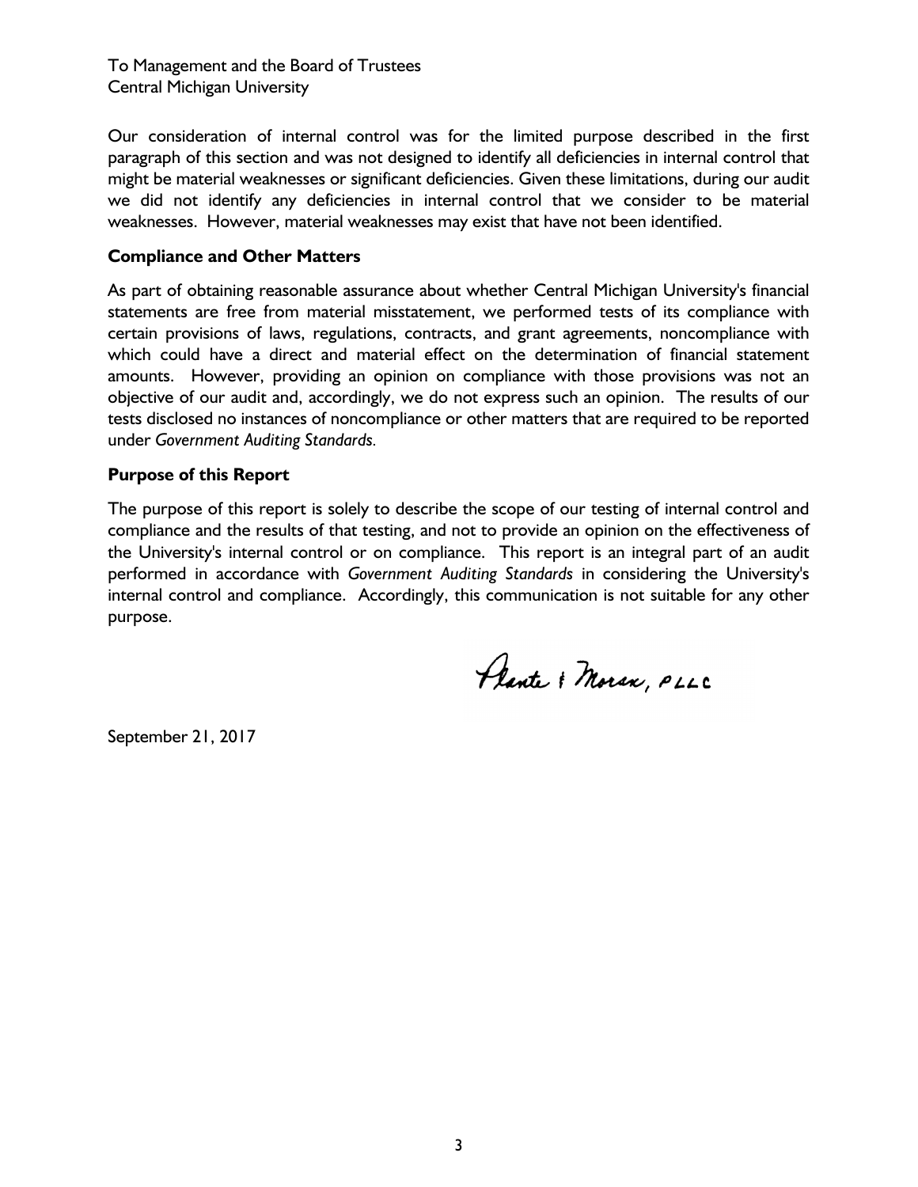To Management and the Board of Trustees
Central Michigan University

Our consideration of internal control was for the limited purpose described in the first paragraph of this section and was not designed to identify all deficiencies in internal control that might be material weaknesses or significant deficiencies. Given these limitations, during our audit we did not identify any deficiencies in internal control that we consider to be material weaknesses. However, material weaknesses may exist that have not been identified.

**Compliance and Other Matters**

As part of obtaining reasonable assurance about whether Central Michigan University's financial statements are free from material misstatement, we performed tests of its compliance with certain provisions of laws, regulations, contracts, and grant agreements, noncompliance with which could have a direct and material effect on the determination of financial statement amounts. However, providing an opinion on compliance with those provisions was not an objective of our audit and, accordingly, we do not express such an opinion. The results of our tests disclosed no instances of noncompliance or other matters that are required to be reported under *Government Auditing Standards*.

**Purpose of this Report**

The purpose of this report is solely to describe the scope of our testing of internal control and compliance and the results of that testing, and not to provide an opinion on the effectiveness of the University's internal control or on compliance. This report is an integral part of an audit performed in accordance with *Government Auditing Standards* in considering the University's internal control and compliance. Accordingly, this communication is not suitable for any other purpose.

Plante & Moran, PLLC

September 21, 2017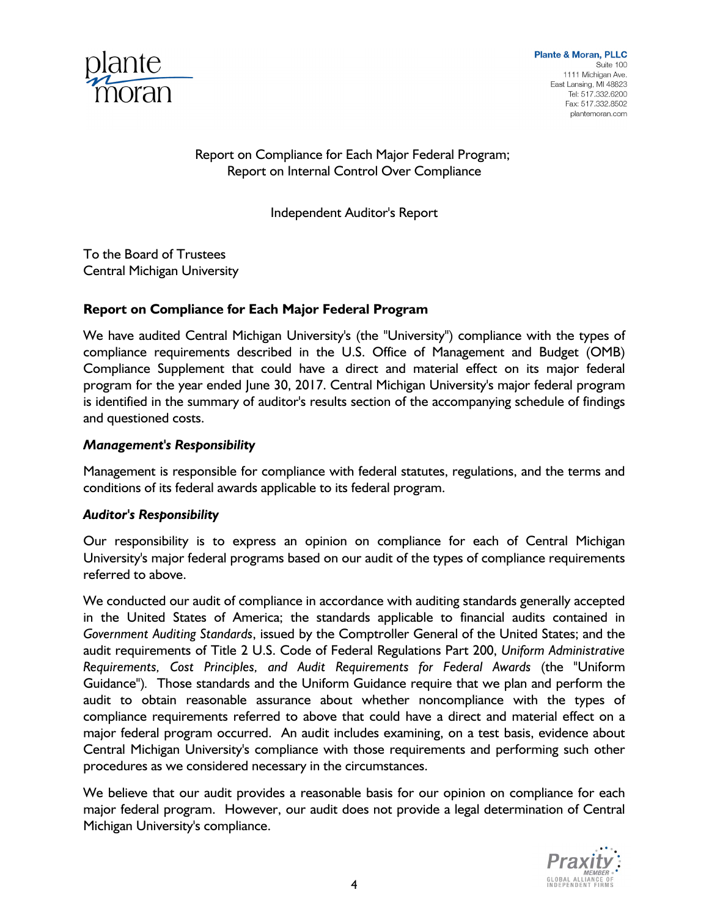Plante & Moran, PLLC
Suite 100
1111 Michigan Ave.
East Lansing, MI 48823
Tel: 517.332.6200
Fax: 517.332.8502
plantemoran.com

Report on Compliance for Each Major Federal Program;
Report on Internal Control Over Compliance

Independent Auditor's Report

To the Board of Trustees
Central Michigan University

## Report on Compliance for Each Major Federal Program

We have audited Central Michigan University's (the "University") compliance with the types of compliance requirements described in the U.S. Office of Management and Budget (OMB) Compliance Supplement that could have a direct and material effect on its major federal program for the year ended June 30, 2017. Central Michigan University's major federal program is identified in the summary of auditor's results section of the accompanying schedule of findings and questioned costs.

### *Management's Responsibility*

Management is responsible for compliance with federal statutes, regulations, and the terms and conditions of its federal awards applicable to its federal program.

### *Auditor's Responsibility*

Our responsibility is to express an opinion on compliance for each of Central Michigan University's major federal programs based on our audit of the types of compliance requirements referred to above.

We conducted our audit of compliance in accordance with auditing standards generally accepted in the United States of America; the standards applicable to financial audits contained in *Government Auditing Standards*, issued by the Comptroller General of the United States; and the audit requirements of Title 2 U.S. Code of Federal Regulations Part 200, *Uniform Administrative Requirements, Cost Principles, and Audit Requirements for Federal Awards* (the "Uniform Guidance"). Those standards and the Uniform Guidance require that we plan and perform the audit to obtain reasonable assurance about whether noncompliance with the types of compliance requirements referred to above that could have a direct and material effect on a major federal program occurred. An audit includes examining, on a test basis, evidence about Central Michigan University's compliance with those requirements and performing such other procedures as we considered necessary in the circumstances.

We believe that our audit provides a reasonable basis for our opinion on compliance for each major federal program. However, our audit does not provide a legal determination of Central Michigan University's compliance.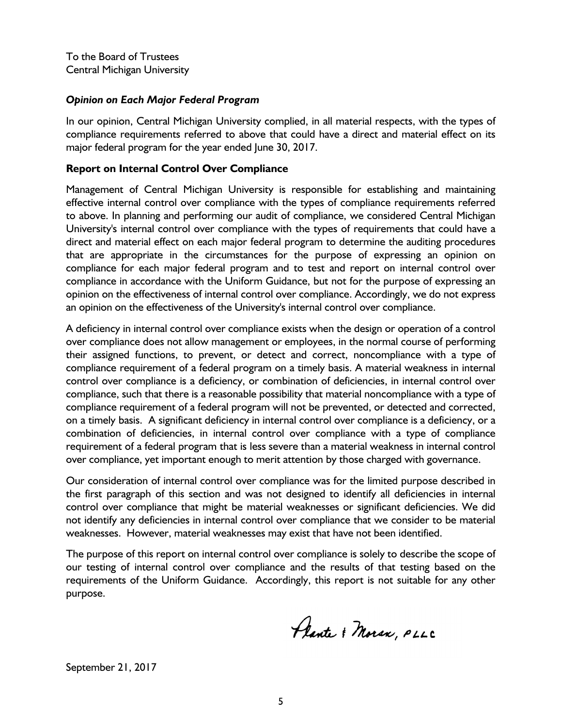To the Board of Trustees
Central Michigan University

***Opinion on Each Major Federal Program***

In our opinion, Central Michigan University complied, in all material respects, with the types of compliance requirements referred to above that could have a direct and material effect on its major federal program for the year ended June 30, 2017.

**Report on Internal Control Over Compliance**

Management of Central Michigan University is responsible for establishing and maintaining effective internal control over compliance with the types of compliance requirements referred to above. In planning and performing our audit of compliance, we considered Central Michigan University's internal control over compliance with the types of requirements that could have a direct and material effect on each major federal program to determine the auditing procedures that are appropriate in the circumstances for the purpose of expressing an opinion on compliance for each major federal program and to test and report on internal control over compliance in accordance with the Uniform Guidance, but not for the purpose of expressing an opinion on the effectiveness of internal control over compliance. Accordingly, we do not express an opinion on the effectiveness of the University's internal control over compliance.

A deficiency in internal control over compliance exists when the design or operation of a control over compliance does not allow management or employees, in the normal course of performing their assigned functions, to prevent, or detect and correct, noncompliance with a type of compliance requirement of a federal program on a timely basis. A material weakness in internal control over compliance is a deficiency, or combination of deficiencies, in internal control over compliance, such that there is a reasonable possibility that material noncompliance with a type of compliance requirement of a federal program will not be prevented, or detected and corrected, on a timely basis. A significant deficiency in internal control over compliance is a deficiency, or a combination of deficiencies, in internal control over compliance with a type of compliance requirement of a federal program that is less severe than a material weakness in internal control over compliance, yet important enough to merit attention by those charged with governance.

Our consideration of internal control over compliance was for the limited purpose described in the first paragraph of this section and was not designed to identify all deficiencies in internal control over compliance that might be material weaknesses or significant deficiencies. We did not identify any deficiencies in internal control over compliance that we consider to be material weaknesses. However, material weaknesses may exist that have not been identified.

The purpose of this report on internal control over compliance is solely to describe the scope of our testing of internal control over compliance and the results of that testing based on the requirements of the Uniform Guidance. Accordingly, this report is not suitable for any other purpose.

Plante & Moran, PLLC

September 21, 2017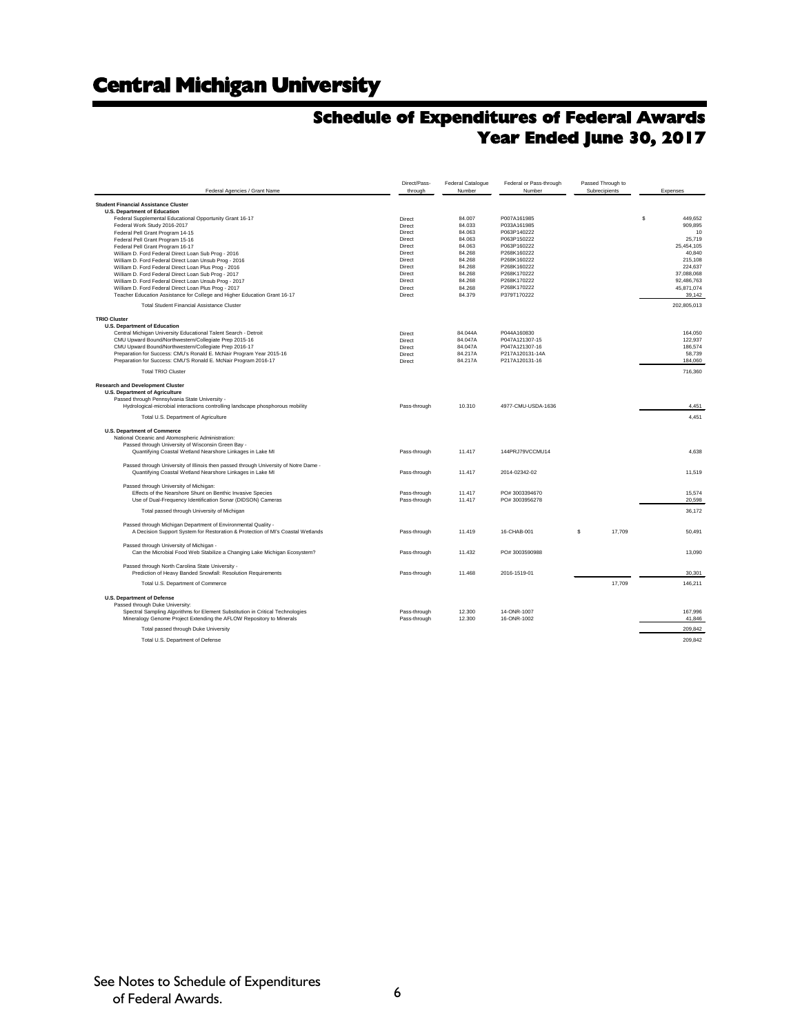# Central Michigan University

## Schedule of Expenditures of Federal Awards
## Year Ended June 30, 2017

| Federal Agencies / Grant Name | Direct/Pass-through | Federal Catalogue Number | Federal or Pass-through Number | Passed Through to Subrecipients | Expenses |
|---|---|---|---|---|---|
| **Student Financial Assistance Cluster** | | | | | |
| **U.S. Department of Education** | | | | | |
| Federal Supplemental Educational Opportunity Grant 16-17 | Direct | 84.007 | P007A161985 | | $ 449,652 |
| Federal Work Study 2016-2017 | Direct | 84.033 | P033A161985 | | 909,895 |
| Federal Pell Grant Program 14-15 | Direct | 84.063 | P063P140222 | | 10 |
| Federal Pell Grant Program 15-16 | Direct | 84.063 | P063P150222 | | 25,719 |
| Federal Pell Grant Program 16-17 | Direct | 84.063 | P063P160222 | | 25,454,105 |
| William D. Ford Federal Direct Loan Sub Prog - 2016 | Direct | 84.268 | P268K160222 | | 40,840 |
| William D. Ford Federal Direct Loan Unsub Prog - 2016 | Direct | 84.268 | P268K160222 | | 215,108 |
| William D. Ford Federal Direct Loan Plus Prog - 2016 | Direct | 84.268 | P268K160222 | | 224,637 |
| William D. Ford Federal Direct Loan Sub Prog - 2017 | Direct | 84.268 | P268K170222 | | 37,088,068 |
| William D. Ford Federal Direct Loan Unsub Prog - 2017 | Direct | 84.268 | P268K170222 | | 92,486,763 |
| William D. Ford Federal Direct Loan Plus Prog - 2017 | Direct | 84.268 | P268K170222 | | 45,871,074 |
| Teacher Education Assistance for College and Higher Education Grant 16-17 | Direct | 84.379 | P379T170222 | | 39,142 |
| Total Student Financial Assistance Cluster | | | | | 202,805,013 |
| **TRIO Cluster** | | | | | |
| **U.S. Department of Education** | | | | | |
| Central Michigan University Educational Talent Search - Detroit | Direct | 84.044A | P044A160830 | | 164,050 |
| CMU Upward Bound/Northwestern/Collegiate Prep 2015-16 | Direct | 84.047A | P047A121307-15 | | 122,937 |
| CMU Upward Bound/Northwestern/Collegiate Prep 2016-17 | Direct | 84.047A | P047A121307-16 | | 186,574 |
| Preparation for Success: CMU's Ronald E. McNair Program Year 2015-16 | Direct | 84.217A | P217A120131-14A | | 58,739 |
| Preparation for Success: CMU'S Ronald E. McNair Program 2016-17 | Direct | 84.217A | P217A120131-16 | | 184,060 |
| Total TRIO Cluster | | | | | 716,360 |
| **Research and Development Cluster** | | | | | |
| **U.S. Department of Agriculture** | | | | | |
| Passed through Pennsylvania State University - | | | | | |
| Hydrological-microbial interactions controlling landscape phosphorous mobility | Pass-through | 10.310 | 4977-CMU-USDA-1636 | | 4,451 |
| Total U.S. Department of Agriculture | | | | | 4,451 |
| **U.S. Department of Commerce** | | | | | |
| National Oceanic and Atomospheric Administration: | | | | | |
| Passed through University of Wisconsin Green Bay - | | | | | |
| Quantifying Coastal Wetland Nearshore Linkages in Lake MI | Pass-through | 11.417 | 144PRJ79VCCMU14 | | 4,638 |
| Passed through University of Illinois then passed through University of Notre Dame - | | | | | |
| Quantifying Coastal Wetland Nearshore Linkages in Lake MI | Pass-through | 11.417 | 2014-02342-02 | | 11,519 |
| Passed through University of Michigan: | | | | | |
| Effects of the Nearshore Shunt on Benthic Invasive Species | Pass-through | 11.417 | PO# 3003394670 | | 15,574 |
| Use of Dual-Frequency Identification Sonar (DIDSON) Cameras | Pass-through | 11.417 | PO# 3003956278 | | 20,598 |
| Total passed through University of Michigan | | | | | 36,172 |
| Passed through Michigan Department of Environmental Quality - | | | | | |
| A Decision Support System for Restoration & Protection of MI's Coastal Wetlands | Pass-through | 11.419 | 16-CHAB-001 | $ 17,709 | 50,491 |
| Passed through University of Michigan - | | | | | |
| Can the Microbial Food Web Stabilize a Changing Lake Michigan Ecosystem? | Pass-through | 11.432 | PO# 3003590988 | | 13,090 |
| Passed through North Carolina State University - | | | | | |
| Prediction of Heavy Banded Snowfall: Resolution Requirements | Pass-through | 11.468 | 2016-1519-01 | | 30,301 |
| Total U.S. Department of Commerce | | | | 17,709 | 146,211 |
| **U.S. Department of Defense** | | | | | |
| Passed through Duke University: | | | | | |
| Spectral Sampling Algorithms for Element Substitution in Critical Technologies | Pass-through | 12.300 | 14-ONR-1007 | | 167,996 |
| Mineralogy Genome Project Extending the AFLOW Repository to Minerals | Pass-through | 12.300 | 16-ONR-1002 | | 41,846 |
| Total passed through Duke University | | | | | 209,842 |
| Total U.S. Department of Defense | | | | | 209,842 |

See Notes to Schedule of Expenditures of Federal Awards.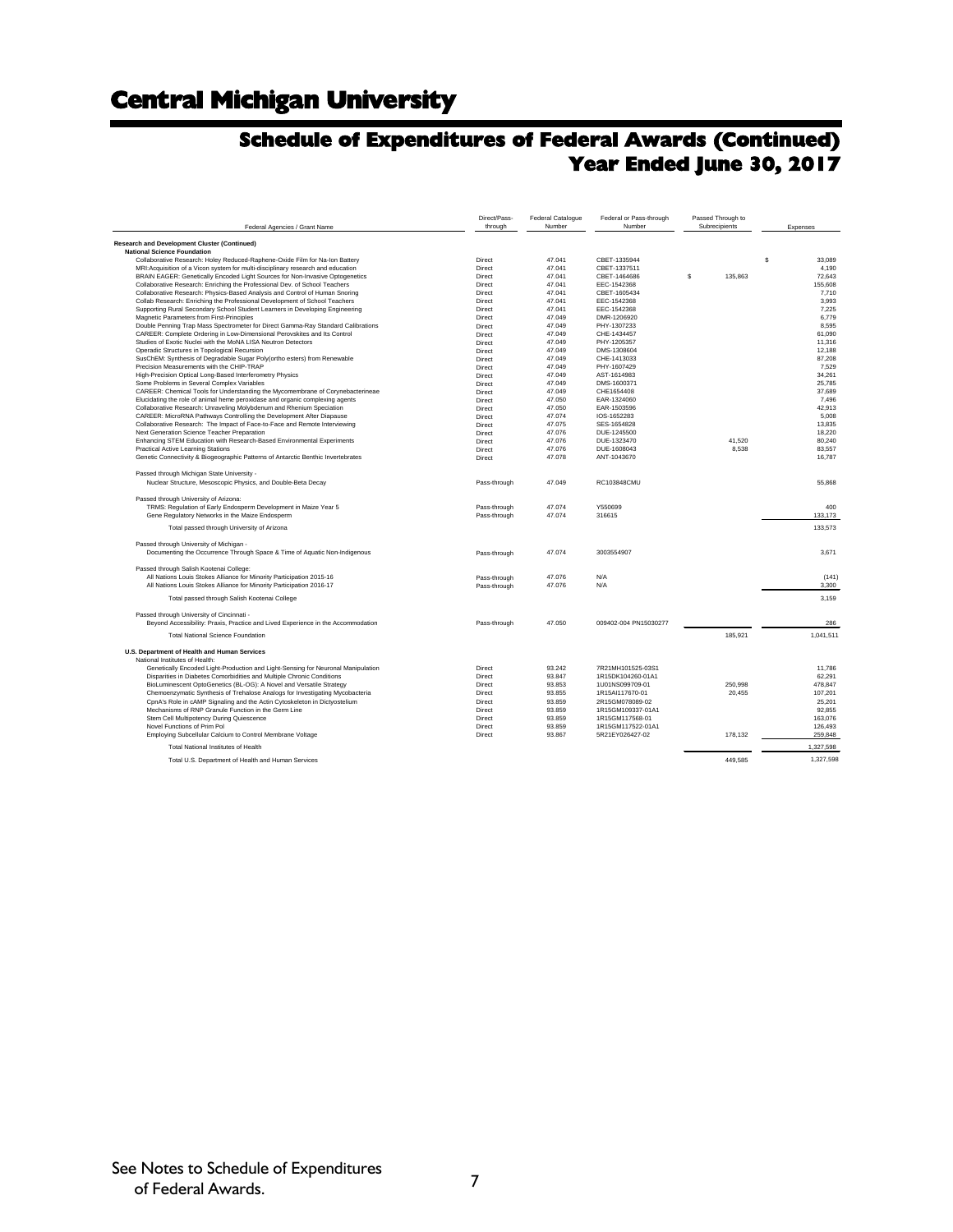# Central Michigan University

## Schedule of Expenditures of Federal Awards (Continued)
## Year Ended June 30, 2017

| Federal Agencies / Grant Name | Direct/Pass-through | Federal Catalogue Number | Federal or Pass-through Number | Passed Through to Subrecipients | Expenses |
|---|---|---|---|---|---|
| **Research and Development Cluster (Continued)** | | | | | |
| **National Science Foundation** | | | | | |
| Collaborative Research: Holey Reduced-Raphene-Oxide Film for Na-Ion Battery | Direct | 47.041 | CBET-1335944 | | $ 33,089 |
| MRI:Acquisition of a Vicon system for multi-disciplinary research and education | Direct | 47.041 | CBET-1337511 | | 4,190 |
| BRAIN EAGER: Genetically Encoded Light Sources for Non-Invasive Optogenetics | Direct | 47.041 | CBET-1464686 | $ 135,863 | 72,643 |
| Collaborative Research: Enriching the Professional Dev. of School Teachers | Direct | 47.041 | EEC-1542368 | | 155,608 |
| Collaborative Research: Physics-Based Analysis and Control of Human Snoring | Direct | 47.041 | CBET-1605434 | | 7,710 |
| Collab Research: Enriching the Professional Development of School Teachers | Direct | 47.041 | EEC-1542368 | | 3,993 |
| Supporting Rural Secondary School Student Learners in Developing Engineering | Direct | 47.041 | EEC-1542368 | | 7,225 |
| Magnetic Parameters from First-Principles | Direct | 47.049 | DMR-1206920 | | 6,779 |
| Double Penning Trap Mass Spectrometer for Direct Gamma-Ray Standard Calibrations | Direct | 47.049 | PHY-1307233 | | 8,595 |
| CAREER: Complete Ordering in Low-Dimensional Perovskites and Its Control | Direct | 47.049 | CHE-1434457 | | 61,090 |
| Studies of Exotic Nuclei with the MoNA LISA Neutron Detectors | Direct | 47.049 | PHY-1205357 | | 11,316 |
| Operadic Structures in Topological Recursion | Direct | 47.049 | DMS-1308604 | | 12,188 |
| SusChEM: Synthesis of Degradable Sugar Poly(ortho esters) from Renewable | Direct | 47.049 | CHE-1413033 | | 87,208 |
| Precision Measurements with the CHIP-TRAP | Direct | 47.049 | PHY-1607429 | | 7,529 |
| High-Precision Optical Long-Based Interferometry Physics | Direct | 47.049 | AST-1614983 | | 34,261 |
| Some Problems in Several Complex Variables | Direct | 47.049 | DMS-1600371 | | 25,785 |
| CAREER: Chemical Tools for Understanding the Mycomembrane of Corynebacterineae | Direct | 47.049 | CHE1654408 | | 37,689 |
| Elucidating the role of animal heme peroxidase and organic complexing agents | Direct | 47.050 | EAR-1324060 | | 7,496 |
| Collaborative Research: Unraveling Molybdenum and Rhenium Speciation | Direct | 47.050 | EAR-1503596 | | 42,913 |
| CAREER: MicroRNA Pathways Controlling the Development After Diapause | Direct | 47.074 | IOS-1652283 | | 5,008 |
| Collaborative Research: The Impact of Face-to-Face and Remote Interviewing | Direct | 47.075 | SES-1654828 | | 13,835 |
| Next Generation Science Teacher Preparation | Direct | 47.076 | DUE-1245500 | | 18,220 |
| Enhancing STEM Education with Research-Based Environmental Experiments | Direct | 47.076 | DUE-1323470 | 41,520 | 80,240 |
| Practical Active Learning Stations | Direct | 47.076 | DUE-1608043 | 8,538 | 83,557 |
| Genetic Connectivity & Biogeographic Patterns of Antarctic Benthic Invertebrates | Direct | 47.078 | ANT-1043670 | | 16,787 |
| Passed through Michigan State University - | | | | | |
| Nuclear Structure, Mesoscopic Physics, and Double-Beta Decay | Pass-through | 47.049 | RC103848CMU | | 55,868 |
| Passed through University of Arizona: | | | | | |
| TRMS: Regulation of Early Endosperm Development in Maize Year 5 | Pass-through | 47.074 | Y550699 | | 400 |
| Gene Regulatory Networks in the Maize Endosperm | Pass-through | 47.074 | 316615 | | 133,173 |
| Total passed through University of Arizona | | | | | 133,573 |
| Passed through University of Michigan - | | | | | |
| Documenting the Occurrence Through Space & Time of Aquatic Non-Indigenous | Pass-through | 47.074 | 3003554907 | | 3,671 |
| Passed through Salish Kootenai College: | | | | | |
| All Nations Louis Stokes Alliance for Minority Participation 2015-16 | Pass-through | 47.076 | N/A | | (141) |
| All Nations Louis Stokes Alliance for Minority Participation 2016-17 | Pass-through | 47.076 | N/A | | 3,300 |
| Total passed through Salish Kootenai College | | | | | 3,159 |
| Passed through University of Cincinnati - | | | | | |
| Beyond Accessibility: Praxis, Practice and Lived Experience in the Accommodation | Pass-through | 47.050 | 009402-004 PN15030277 | | 286 |
| Total National Science Foundation | | | | 185,921 | 1,041,511 |
| **U.S. Department of Health and Human Services** | | | | | |
| National Institutes of Health: | | | | | |
| Genetically Encoded Light-Production and Light-Sensing for Neuronal Manipulation | Direct | 93.242 | 7R21MH101525-03S1 | | 11,786 |
| Disparities in Diabetes Comorbidities and Multiple Chronic Conditions | Direct | 93.847 | 1R15DK104260-01A1 | | 62,291 |
| BioLuminescent OptoGenetics (BL-OG): A Novel and Versatile Strategy | Direct | 93.853 | 1U01NS099709-01 | 250,998 | 478,847 |
| Chemoenzymatic Synthesis of Trehalose Analogs for Investigating Mycobacteria | Direct | 93.855 | 1R15AI117670-01 | 20,455 | 107,201 |
| CpnA's Role in cAMP Signaling and the Actin Cytoskeleton in Dictyostelium | Direct | 93.859 | 2R15GM078089-02 | | 25,201 |
| Mechanisms of RNP Granule Function in the Germ Line | Direct | 93.859 | 1R15GM109337-01A1 | | 92,855 |
| Stem Cell Multipotency During Quiescence | Direct | 93.859 | 1R15GM117568-01 | | 163,076 |
| Novel Functions of Prim Pol | Direct | 93.859 | 1R15GM117522-01A1 | | 126,493 |
| Employing Subcellular Calcium to Control Membrane Voltage | Direct | 93.867 | 5R21EY026427-02 | 178,132 | 259,848 |
| Total National Institutes of Health | | | | | 1,327,598 |
| Total U.S. Department of Health and Human Services | | | | 449,585 | 1,327,598 |

See Notes to Schedule of Expenditures of Federal Awards.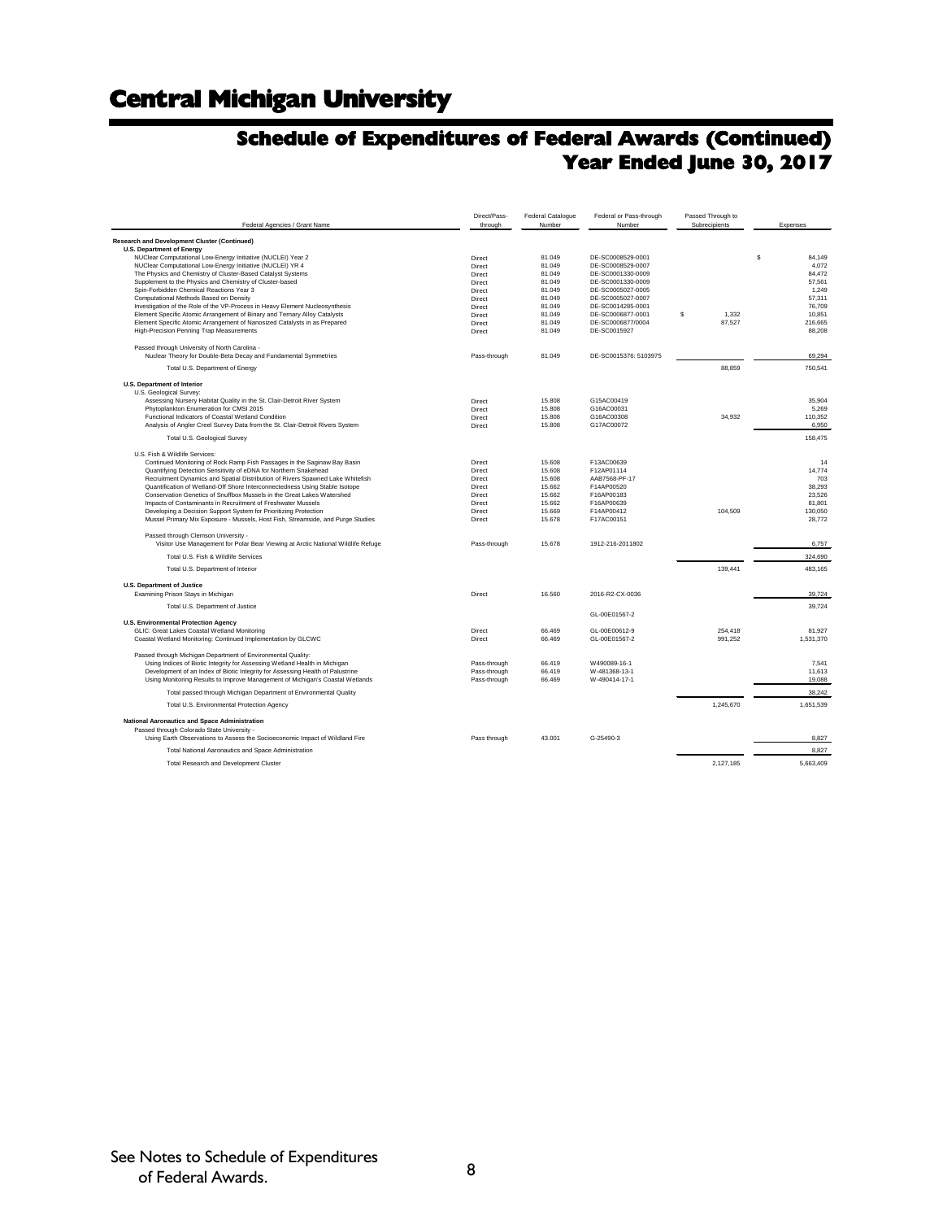# Central Michigan University

## Schedule of Expenditures of Federal Awards (Continued)
## Year Ended June 30, 2017

| Federal Agencies / Grant Name | Direct/Pass-through | Federal Catalogue Number | Federal or Pass-through Number | Passed Through to Subrecipients | Expenses |
|---|---|---|---|---|---|
| **Research and Development Cluster (Continued)** | | | | | |
| **U.S. Department of Energy** | | | | | |
| NUClear Computational Low-Energy Initiative (NUCLEI) Year 2 | Direct | 81.049 | DE-SC0008529-0001 | | $ 84,149 |
| NUClear Computational Low-Energy Initiative (NUCLEI) YR 4 | Direct | 81.049 | DE-SC0008529-0007 | | 4,072 |
| The Physics and Chemistry of Cluster-Based Catalyst Systems | Direct | 81.049 | DE-SC0001330-0009 | | 84,472 |
| Supplement to the Physics and Chemistry of Cluster-based | Direct | 81.049 | DE-SC0001330-0009 | | 57,561 |
| Spin-Forbidden Chemical Reactions Year 3 | Direct | 81.049 | DE-SC0005027-0005 | | 1,249 |
| Computational Methods Based on Density | Direct | 81.049 | DE-SC0005027-0007 | | 57,311 |
| Investigation of the Role of the VP-Process in Heavy Element Nucleosynthesis | Direct | 81.049 | DE-SC0014285-0001 | | 76,709 |
| Element Specific Atomic Arrangement of Binary and Ternary Alloy Catalysts | Direct | 81.049 | DE-SC0006877-0001 | $ 1,332 | 10,851 |
| Element Specific Atomic Arrangement of Nanosized Catalysts in as Prepared | Direct | 81.049 | DE-SC0006877/0004 | 87,527 | 216,665 |
| High-Precision Penning Trap Measurements | Direct | 81.049 | DE-SC0015927 | | 88,208 |
| Passed through University of North Carolina - | | | | | |
| Nuclear Theory for Double-Beta Decay and Fundamental Symmetries | Pass-through | 81.049 | DE-SC0015376: 5103975 | | 69,294 |
| Total U.S. Department of Energy | | | | 88,859 | 750,541 |
| **U.S. Department of Interior** | | | | | |
| U.S. Geological Survey: | | | | | |
| Assessing Nursery Habitat Quality in the St. Clair-Detroit River System | Direct | 15.808 | G15AC00419 | | 35,904 |
| Phytoplankton Enumeration for CMSI 2015 | Direct | 15.808 | G16AC00031 | | 5,269 |
| Functional Indicators of Coastal Wetland Condition | Direct | 15.808 | G16AC00308 | 34,932 | 110,352 |
| Analysis of Angler Creel Survey Data from the St. Clair-Detroit Rivers System | Direct | 15.808 | G17AC00072 | | 6,950 |
| Total U.S. Geological Survey | | | | | 158,475 |
| U.S. Fish & Wildlife Services: | | | | | |
| Continued Monitoring of Rock Ramp Fish Passages in the Saginaw Bay Basin | Direct | 15.608 | F13AC00639 | | 14 |
| Quantifying Detection Sensitivity of eDNA for Northern Snakehead | Direct | 15.608 | F12AP01114 | | 14,774 |
| Recruitment Dynamics and Spatial Distribution of Rivers Spawned Lake Whitefish | Direct | 15.608 | AAB7568-PF-17 | | 703 |
| Quantification of Wetland-Off Shore Interconnectedness Using Stable Isotope | Direct | 15.662 | F14AP00520 | | 38,293 |
| Conservation Genetics of Snuffbox Mussels in the Great Lakes Watershed | Direct | 15.662 | F16AP00183 | | 23,526 |
| Impacts of Contaminants in Recruitment of Freshwater Mussels | Direct | 15.662 | F16AP00639 | | 81,801 |
| Developing a Decision Support System for Prioritizing Protection | Direct | 15.669 | F14AP00412 | 104,509 | 130,050 |
| Mussel Primary Mix Exposure - Mussels, Host Fish, Streamside, and Purge Studies | Direct | 15.678 | F17AC00151 | | 28,772 |
| Passed through Clemson University - | | | | | |
| Visitor Use Management for Polar Bear Viewing at Arctic National Wildlife Refuge | Pass-through | 15.678 | 1912-216-2011802 | | 6,757 |
| Total U.S. Fish & Wildlife Services | | | | | 324,690 |
| Total U.S. Department of Interior | | | | 139,441 | 483,165 |
| **U.S. Department of Justice** | | | | | |
| Examining Prison Stays in Michigan | Direct | 16.560 | 2016-R2-CX-0036 | | 39,724 |
| Total U.S. Department of Justice | | | | | 39,724 |
| | | | GL-00E01567-2 | | |
| **U.S. Environmental Protection Agency** | | | | | |
| GLIC: Great Lakes Coastal Wetland Monitoring | Direct | 66.469 | GL-00E00612-9 | 254,418 | 81,927 |
| Coastal Wetland Monitoring: Continued Implementation by GLCWC | Direct | 66.469 | GL-00E01567-2 | 991,252 | 1,531,370 |
| Passed through Michigan Department of Environmental Quality: | | | | | |
| Using Indices of Biotic Integrity for Assessing Wetland Health in Michigan | Pass-through | 66.419 | W490089-16-1 | | 7,541 |
| Development of an Index of Biotic Integrity for Assessing Health of Palustrine | Pass-through | 66.419 | W-481368-13-1 | | 11,613 |
| Using Monitoring Results to Improve Management of Michigan's Coastal Wetlands | Pass-through | 66.469 | W-490414-17-1 | | 19,088 |
| Total passed through Michigan Department of Environmental Quality | | | | | 38,242 |
| Total U.S. Environmental Protection Agency | | | | 1,245,670 | 1,651,539 |
| **National Aaronautics and Space Administration** | | | | | |
| Passed through Colorado State University - | | | | | |
| Using Earth Observations to Assess the Socioeconomic Impact of Wildland Fire | Pass through | 43.001 | G-25490-3 | | 8,827 |
| Total National Aaronautics and Space Administration | | | | | 8,827 |
| Total Research and Development Cluster | | | | 2,127,185 | 5,663,409 |

See Notes to Schedule of Expenditures of Federal Awards.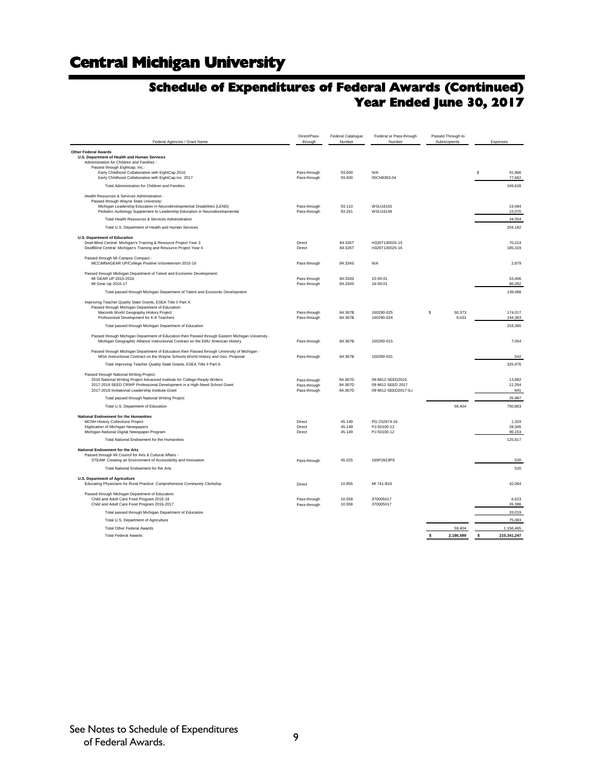# Central Michigan University

## Schedule of Expenditures of Federal Awards (Continued)
## Year Ended June 30, 2017

| Federal Agencies / Grant Name | Direct/Pass-through | Federal Catalogue Number | Federal or Pass-through Number | Passed Through to Subrecipients | Expenses |
|---|---|---|---|---|---|
| **Other Federal Awards** | | | | | |
| **U.S. Department of Health and Human Services** | | | | | |
| Administration for Children and Families - | | | | | |
| Passed through Eightcap, Inc.: | | | | | |
| Early Childhood Collaborative with EightCap 2016 | Pass-through | 93.600 | N/A | | $ 91,966 |
| Early Childhood Collaborative with EightCap Inc. 2017 | Pass-through | 93.600 | 05CH8363-04 | | 77,662 |
| Total Administration for Children and Families | | | | | 169,628 |
| Health Resources & Services Administration - | | | | | |
| Passed through Wayne State University: | | | | | |
| Michigan Leadership Education in Neurodevelopmental Disabilities (LEND) | Pass-through | 93.110 | WSU16155 | | 19,484 |
| Pediatric Audiology Supplement to Leadership Education in Neurodevelopmental | Pass-through | 93.251 | WSU16149 | | 15,070 |
| Total Health Resources & Services Administration | | | | | 34,554 |
| Total U.S. Department of Health and Human Services | | | | | 204,182 |
| **U.S. Department of Education** | | | | | |
| Deaf-Blind Central: Michigan's Training & Resource Project Year 3 | Direct | 84.326T | H326T130025-15 | | 70,214 |
| DeafBlind Central: Michigan's Training and Resource Project Year 4 | Direct | 84.326T | H326T130025-16 | | 185,319 |
| Passed through MI Campus Compact - | | | | | |
| MCC/MNAGEAR UP/College Positive Volunteerism 2015-16 | Pass-through | 84.334S | N/A | | 2,879 |
| Passed through Michigan Department of Talent and Economic Development: | | | | | |
| MI GEAR UP 2015-2016 | Pass through | 84.334S | 15-00-01 | | 53,406 |
| MI Gear Up 2016-17 | Pass through | 84.334S | 16-00-01 | | 86,082 |
| Total passed through Michigan Department of Talent and Economic Development | | | | | 139,488 |
| Improving Teacher Quality State Grants, ESEA Title II Part A: | | | | | |
| Passed through Michigan Department of Education: | | | | | |
| Macomb World Geography History Project | Pass-through | 84.367B | 160290-025 | $ 50,373 | 174,017 |
| Professional Development for K-8 Teachers | Pass-through | 84.367B | 160290-024 | 9,031 | 144,363 |
| Total passed through Michigan Department of Education | | | | | 318,380 |
| Passed through Michigan Department of Education then Passed through Eastern Michigan University - | | | | | |
| Michigan Geographic Alliance Instructional Contract on the EMU American History | Pass-through | 84.367B | 150290-015 | | 7,054 |
| Passed through Michigan Department of Education then Passed through University of Michigan - | | | | | |
| MGA Instructional Contract on the Wayne Schools World History and Geo. Proposal | Pass-through | 84.367B | 150290-031 | | 542 |
| Total Improving Teacher Quality State Grants, ESEA Title II Part A | | | | | 325,976 |
| Passed through National Writing Project: | | | | | |
| 2016 National Writing Project Advanced Institute for College-Ready Writers | Pass-through | 84.367D | 09-MI12-SEED2016 | | 13,882 |
| 2017-2018 SEED CRWP Professional Development in a High-Need School Grant | Pass-through | 84.367D | 09-MI12 SEED 2017 | | 12,264 |
| 2017-2018 Invitational Leadership Institute Grant | Pass-through | 84.367D | 09-MI12-SEED2017-ILI | | 841 |
| Total passed through National Writing Project | | | | | 26,987 |
| Total U.S. Department of Education | | | | 59,404 | 750,863 |
| **National Endowment for the Humanities** | | | | | |
| MCNH History Collections Project | Direct | 45.149 | PG-232674-16 | | 1,319 |
| Digitization of Michigan Newspapers | Direct | 45.149 | PJ-50100-12 | | 28,345 |
| Michigan-National Digital Newspaper Program | Direct | 45.149 | PJ-50100-12 | | 96,153 |
| Total National Endowment for the Humanities | | | | | 125,817 |
| **National Endowment for the Arts** | | | | | |
| Passed through MI Council for Arts & Cultural Affairs - | | | | | |
| STEAM: Creating an Environment of Accessibility and Innovation | Pass-through | 45.025 | 160P2823PS | | 520 |
| Total National Endowment for the Arts | | | | | 520 |
| **U.S. Department of Agriculture** | | | | | |
| Educating Physicians for Rural Practice: Comprehensive Community Clerkship | Direct | 10.855 | MI 741-B16 | | 42,064 |
| Passed through Michigan Department of Education: | | | | | |
| Child and Adult Care Food Program 2015-16 | Pass-through | 10.558 | 370005017 | | 6,623 |
| Child and Adult Care Food Program 2016-2017 | Pass-through | 10.558 | 370005017 | | 26,396 |
| Total passed through Michigan Department of Education | | | | | 33,019 |
| Total U.S. Department of Agriculture | | | | | 75,083 |
| Total Other Federal Awards | | | | 59,404 | 1,156,465 |
| Total Federal Awards | | | | $ 2,186,589 | $ 210,341,247 |

See Notes to Schedule of Expenditures of Federal Awards.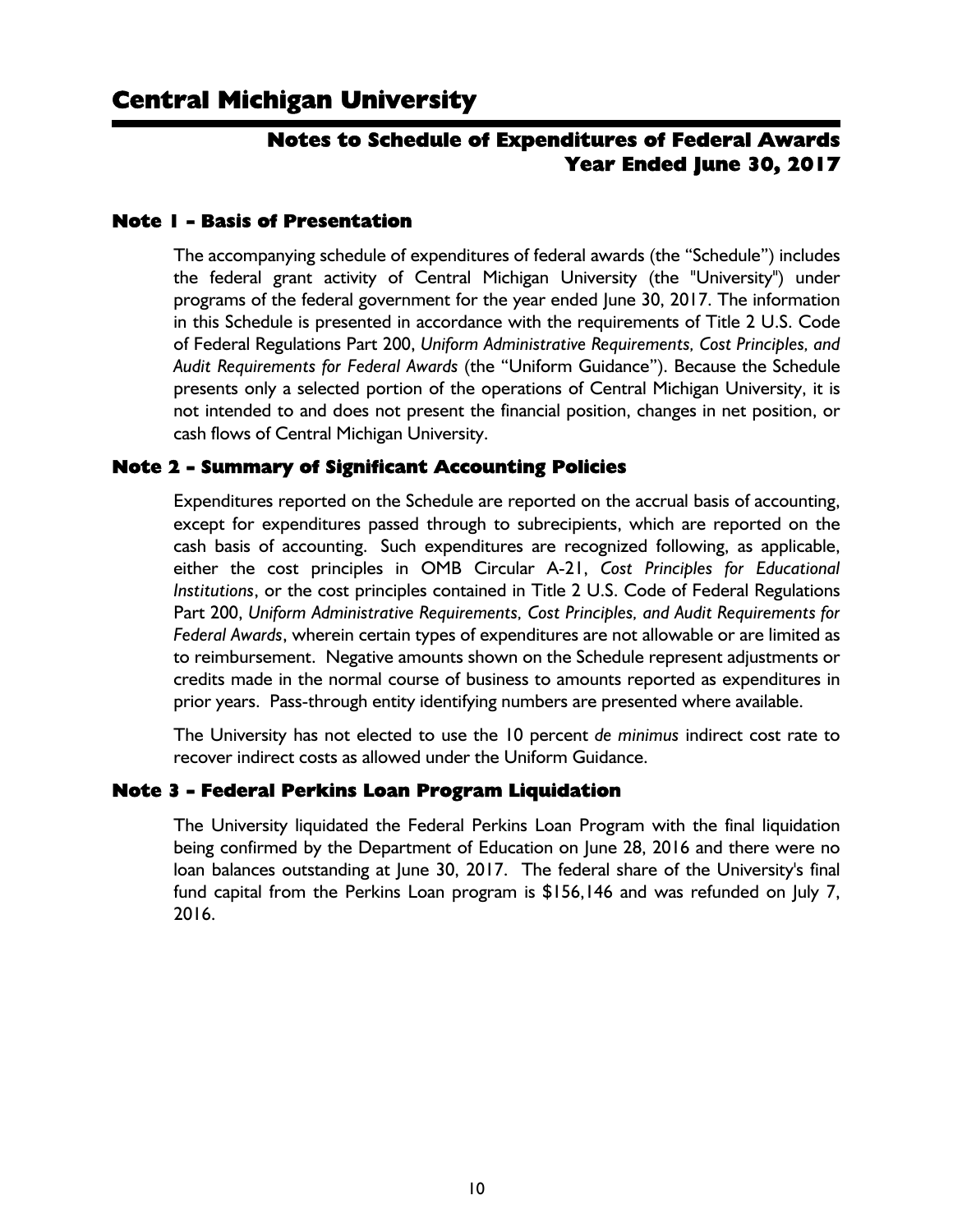# Central Michigan University

## Notes to Schedule of Expenditures of Federal Awards
## Year Ended June 30, 2017

### Note 1 - Basis of Presentation

The accompanying schedule of expenditures of federal awards (the "Schedule") includes the federal grant activity of Central Michigan University (the "University") under programs of the federal government for the year ended June 30, 2017. The information in this Schedule is presented in accordance with the requirements of Title 2 U.S. Code of Federal Regulations Part 200, *Uniform Administrative Requirements, Cost Principles, and Audit Requirements for Federal Awards* (the "Uniform Guidance"). Because the Schedule presents only a selected portion of the operations of Central Michigan University, it is not intended to and does not present the financial position, changes in net position, or cash flows of Central Michigan University.

### Note 2 - Summary of Significant Accounting Policies

Expenditures reported on the Schedule are reported on the accrual basis of accounting, except for expenditures passed through to subrecipients, which are reported on the cash basis of accounting. Such expenditures are recognized following, as applicable, either the cost principles in OMB Circular A-21, *Cost Principles for Educational Institutions*, or the cost principles contained in Title 2 U.S. Code of Federal Regulations Part 200, *Uniform Administrative Requirements, Cost Principles, and Audit Requirements for Federal Awards*, wherein certain types of expenditures are not allowable or are limited as to reimbursement. Negative amounts shown on the Schedule represent adjustments or credits made in the normal course of business to amounts reported as expenditures in prior years. Pass-through entity identifying numbers are presented where available.

The University has not elected to use the 10 percent *de minimus* indirect cost rate to recover indirect costs as allowed under the Uniform Guidance.

### Note 3 - Federal Perkins Loan Program Liquidation

The University liquidated the Federal Perkins Loan Program with the final liquidation being confirmed by the Department of Education on June 28, 2016 and there were no loan balances outstanding at June 30, 2017. The federal share of the University's final fund capital from the Perkins Loan program is $156,146 and was refunded on July 7, 2016.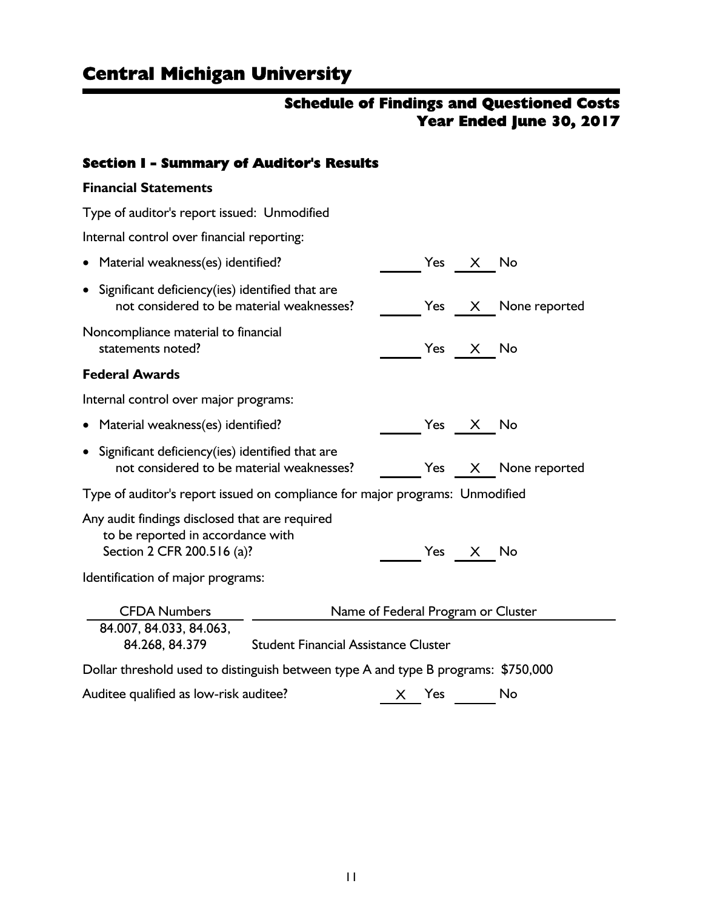# Central Michigan University

## Schedule of Findings and Questioned Costs
## Year Ended June 30, 2017

### Section I - Summary of Auditor's Results

**Financial Statements**

Type of auditor's report issued: Unmodified

Internal control over financial reporting:

- Material weakness(es) identified? ______ Yes __X__ No
- Significant deficiency(ies) identified that are not considered to be material weaknesses? ______ Yes __X__ None reported

Noncompliance material to financial statements noted? ______ Yes __X__ No

**Federal Awards**

Internal control over major programs:

- Material weakness(es) identified? ______ Yes __X__ No
- Significant deficiency(ies) identified that are not considered to be material weaknesses? ______ Yes __X__ None reported

Type of auditor's report issued on compliance for major programs: Unmodified

Any audit findings disclosed that are required to be reported in accordance with Section 2 CFR 200.516 (a)? ______ Yes __X__ No

Identification of major programs:

| CFDA Numbers | Name of Federal Program or Cluster |
|---|---|
| 84.007, 84.033, 84.063, 84.268, 84.379 | Student Financial Assistance Cluster |

Dollar threshold used to distinguish between type A and type B programs: $750,000

Auditee qualified as low-risk auditee? __X__ Yes ______ No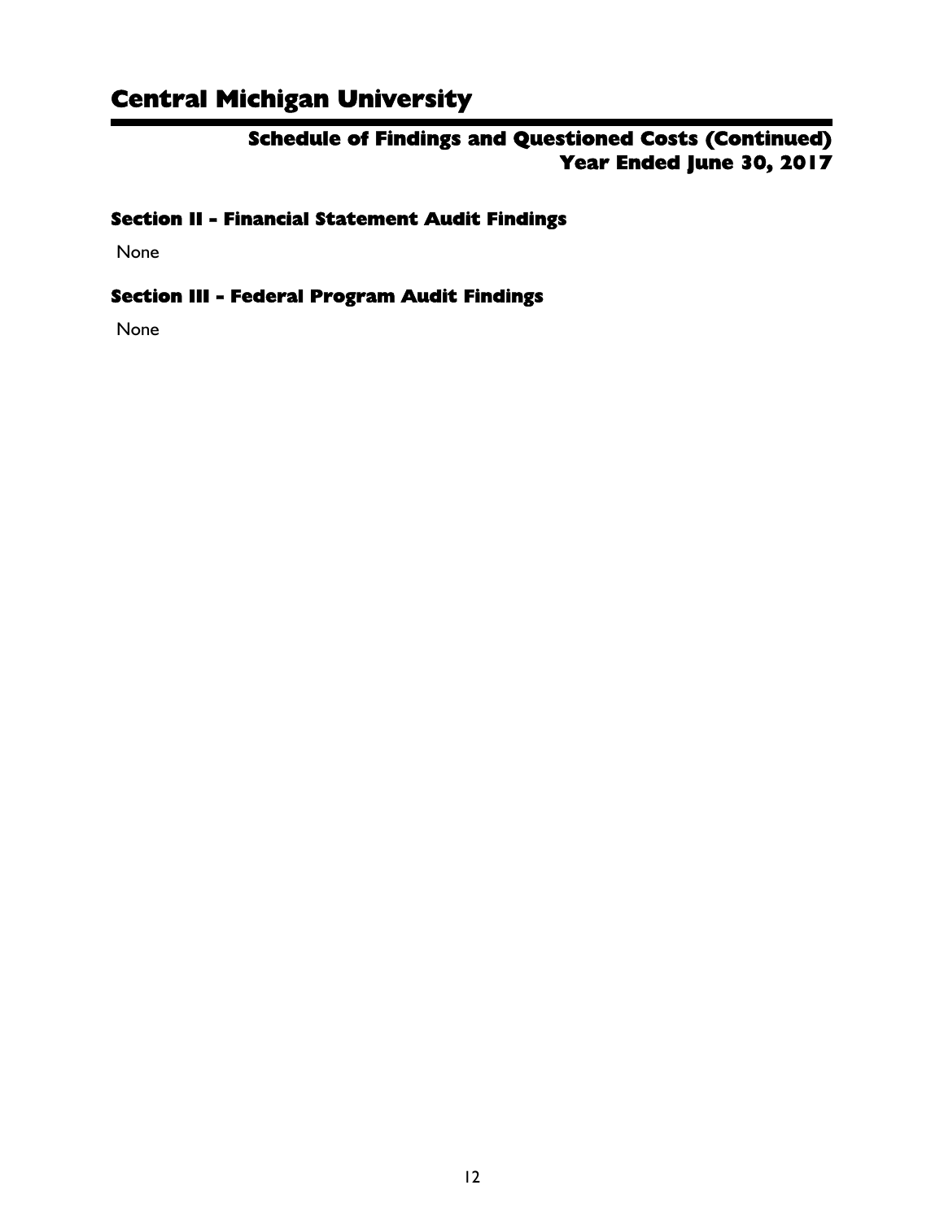# Central Michigan University

## Schedule of Findings and Questioned Costs (Continued)
## Year Ended June 30, 2017

### Section II - Financial Statement Audit Findings

None

### Section III - Federal Program Audit Findings

None